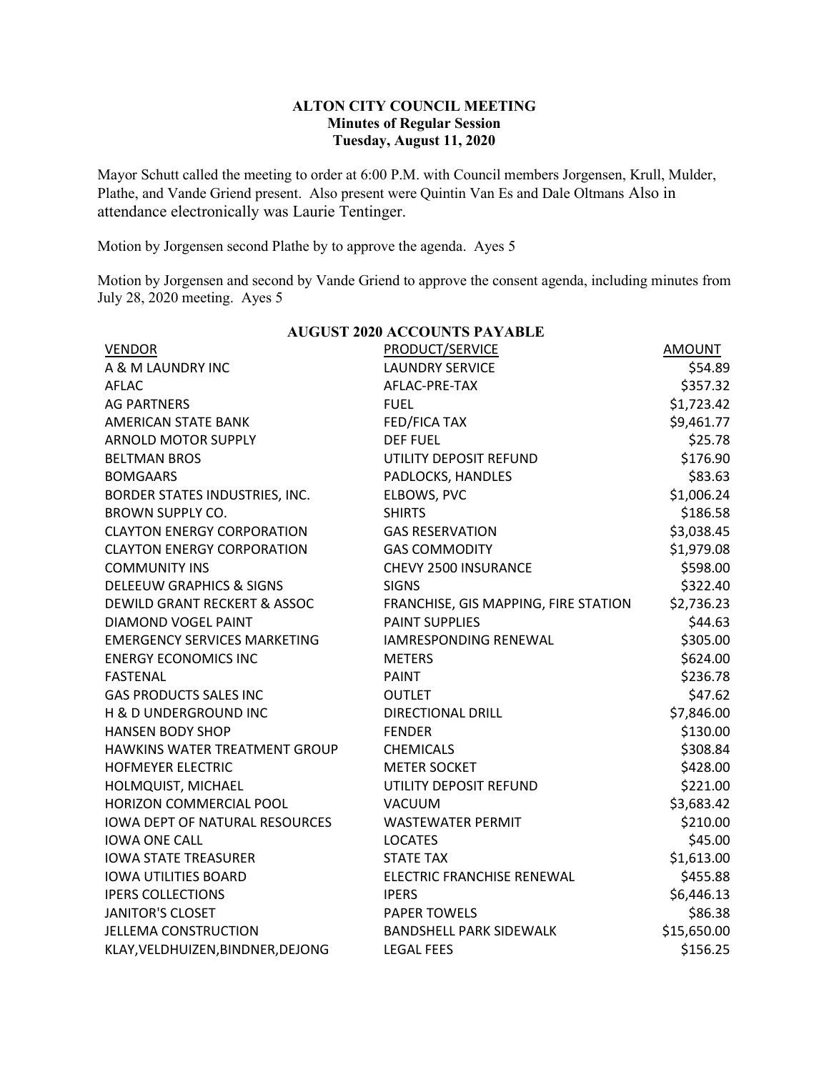# ALTON CITY COUNCIL MEETING
## Minutes of Regular Session
### Tuesday, August 11, 2020

Mayor Schutt called the meeting to order at 6:00 P.M. with Council members Jorgensen, Krull, Mulder, Plathe, and Vande Griend present. Also present were Quintin Van Es and Dale Oltmans Also in attendance electronically was Laurie Tentinger.

Motion by Jorgensen second Plathe by to approve the agenda. Ayes 5

Motion by Jorgensen and second by Vande Griend to approve the consent agenda, including minutes from July 28, 2020 meeting. Ayes 5

**AUGUST 2020 ACCOUNTS PAYABLE**

| VENDOR | PRODUCT/SERVICE | AMOUNT |
|---|---|---|
| A & M LAUNDRY INC | LAUNDRY SERVICE | $54.89 |
| AFLAC | AFLAC-PRE-TAX | $357.32 |
| AG PARTNERS | FUEL | $1,723.42 |
| AMERICAN STATE BANK | FED/FICA TAX | $9,461.77 |
| ARNOLD MOTOR SUPPLY | DEF FUEL | $25.78 |
| BELTMAN BROS | UTILITY DEPOSIT REFUND | $176.90 |
| BOMGAARS | PADLOCKS, HANDLES | $83.63 |
| BORDER STATES INDUSTRIES, INC. | ELBOWS, PVC | $1,006.24 |
| BROWN SUPPLY CO. | SHIRTS | $186.58 |
| CLAYTON ENERGY CORPORATION | GAS RESERVATION | $3,038.45 |
| CLAYTON ENERGY CORPORATION | GAS COMMODITY | $1,979.08 |
| COMMUNITY INS | CHEVY 2500 INSURANCE | $598.00 |
| DELEEUW GRAPHICS & SIGNS | SIGNS | $322.40 |
| DEWILD GRANT RECKERT & ASSOC | FRANCHISE, GIS MAPPING, FIRE STATION | $2,736.23 |
| DIAMOND VOGEL PAINT | PAINT SUPPLIES | $44.63 |
| EMERGENCY SERVICES MARKETING | IAMRESPONDING RENEWAL | $305.00 |
| ENERGY ECONOMICS INC | METERS | $624.00 |
| FASTENAL | PAINT | $236.78 |
| GAS PRODUCTS SALES INC | OUTLET | $47.62 |
| H & D UNDERGROUND INC | DIRECTIONAL DRILL | $7,846.00 |
| HANSEN BODY SHOP | FENDER | $130.00 |
| HAWKINS WATER TREATMENT GROUP | CHEMICALS | $308.84 |
| HOFMEYER ELECTRIC | METER SOCKET | $428.00 |
| HOLMQUIST, MICHAEL | UTILITY DEPOSIT REFUND | $221.00 |
| HORIZON COMMERCIAL POOL | VACUUM | $3,683.42 |
| IOWA DEPT OF NATURAL RESOURCES | WASTEWATER PERMIT | $210.00 |
| IOWA ONE CALL | LOCATES | $45.00 |
| IOWA STATE TREASURER | STATE TAX | $1,613.00 |
| IOWA UTILITIES BOARD | ELECTRIC FRANCHISE RENEWAL | $455.88 |
| IPERS COLLECTIONS | IPERS | $6,446.13 |
| JANITOR'S CLOSET | PAPER TOWELS | $86.38 |
| JELLEMA CONSTRUCTION | BANDSHELL PARK SIDEWALK | $15,650.00 |
| KLAY,VELDHUIZEN,BINDNER,DEJONG | LEGAL FEES | $156.25 |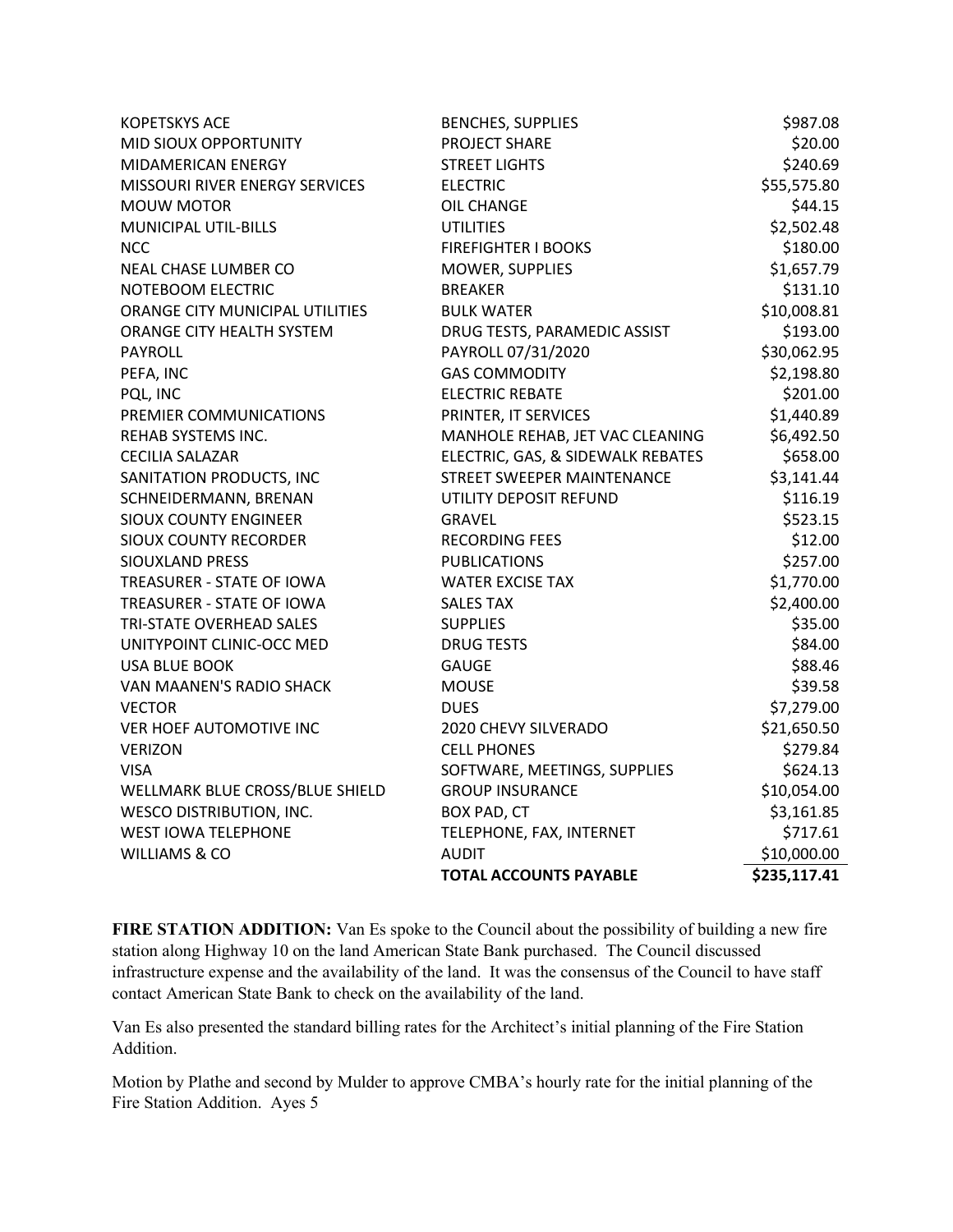| | | |
|---|---|---|
| KOPETSKYS ACE | BENCHES, SUPPLIES | $987.08 |
| MID SIOUX OPPORTUNITY | PROJECT SHARE | $20.00 |
| MIDAMERICAN ENERGY | STREET LIGHTS | $240.69 |
| MISSOURI RIVER ENERGY SERVICES | ELECTRIC | $55,575.80 |
| MOUW MOTOR | OIL CHANGE | $44.15 |
| MUNICIPAL UTIL-BILLS | UTILITIES | $2,502.48 |
| NCC | FIREFIGHTER I BOOKS | $180.00 |
| NEAL CHASE LUMBER CO | MOWER, SUPPLIES | $1,657.79 |
| NOTEBOOM ELECTRIC | BREAKER | $131.10 |
| ORANGE CITY MUNICIPAL UTILITIES | BULK WATER | $10,008.81 |
| ORANGE CITY HEALTH SYSTEM | DRUG TESTS, PARAMEDIC ASSIST | $193.00 |
| PAYROLL | PAYROLL 07/31/2020 | $30,062.95 |
| PEFA, INC | GAS COMMODITY | $2,198.80 |
| PQL, INC | ELECTRIC REBATE | $201.00 |
| PREMIER COMMUNICATIONS | PRINTER, IT SERVICES | $1,440.89 |
| REHAB SYSTEMS INC. | MANHOLE REHAB, JET VAC CLEANING | $6,492.50 |
| CECILIA SALAZAR | ELECTRIC, GAS, & SIDEWALK REBATES | $658.00 |
| SANITATION PRODUCTS, INC | STREET SWEEPER MAINTENANCE | $3,141.44 |
| SCHNEIDERMANN, BRENAN | UTILITY DEPOSIT REFUND | $116.19 |
| SIOUX COUNTY ENGINEER | GRAVEL | $523.15 |
| SIOUX COUNTY RECORDER | RECORDING FEES | $12.00 |
| SIOUXLAND PRESS | PUBLICATIONS | $257.00 |
| TREASURER - STATE OF IOWA | WATER EXCISE TAX | $1,770.00 |
| TREASURER - STATE OF IOWA | SALES TAX | $2,400.00 |
| TRI-STATE OVERHEAD SALES | SUPPLIES | $35.00 |
| UNITYPOINT CLINIC-OCC MED | DRUG TESTS | $84.00 |
| USA BLUE BOOK | GAUGE | $88.46 |
| VAN MAANEN'S RADIO SHACK | MOUSE | $39.58 |
| VECTOR | DUES | $7,279.00 |
| VER HOEF AUTOMOTIVE INC | 2020 CHEVY SILVERADO | $21,650.50 |
| VERIZON | CELL PHONES | $279.84 |
| VISA | SOFTWARE, MEETINGS, SUPPLIES | $624.13 |
| WELLMARK BLUE CROSS/BLUE SHIELD | GROUP INSURANCE | $10,054.00 |
| WESCO DISTRIBUTION, INC. | BOX PAD, CT | $3,161.85 |
| WEST IOWA TELEPHONE | TELEPHONE, FAX, INTERNET | $717.61 |
| WILLIAMS & CO | AUDIT | $10,000.00 |
| | **TOTAL ACCOUNTS PAYABLE** | **$235,117.41** |

**FIRE STATION ADDITION:** Van Es spoke to the Council about the possibility of building a new fire station along Highway 10 on the land American State Bank purchased. The Council discussed infrastructure expense and the availability of the land. It was the consensus of the Council to have staff contact American State Bank to check on the availability of the land.

Van Es also presented the standard billing rates for the Architect's initial planning of the Fire Station Addition.

Motion by Plathe and second by Mulder to approve CMBA's hourly rate for the initial planning of the Fire Station Addition. Ayes 5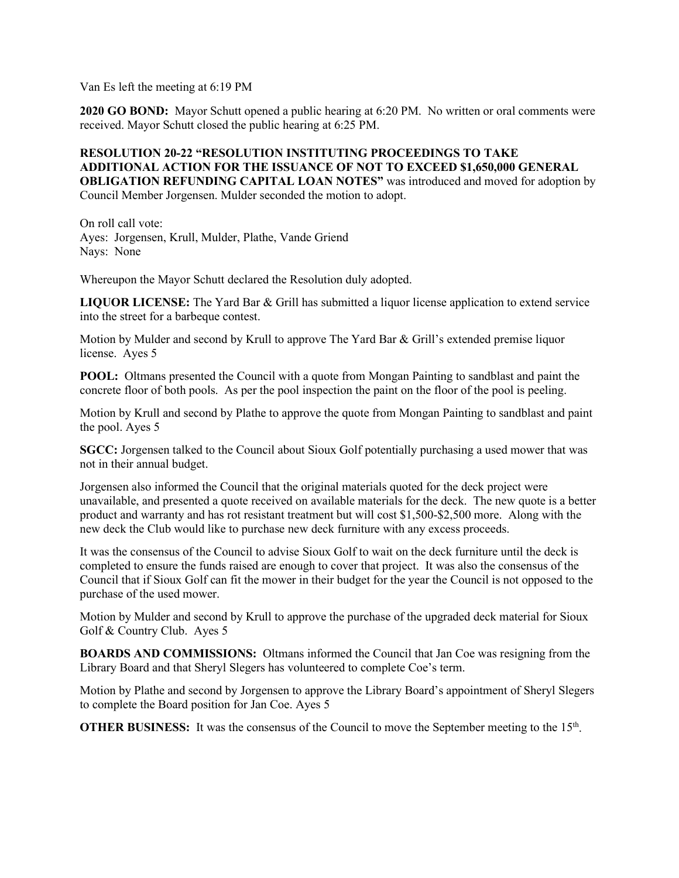Van Es left the meeting at 6:19 PM

**2020 GO BOND:** Mayor Schutt opened a public hearing at 6:20 PM. No written or oral comments were received. Mayor Schutt closed the public hearing at 6:25 PM.

**RESOLUTION 20-22 "RESOLUTION INSTITUTING PROCEEDINGS TO TAKE ADDITIONAL ACTION FOR THE ISSUANCE OF NOT TO EXCEED $1,650,000 GENERAL OBLIGATION REFUNDING CAPITAL LOAN NOTES"** was introduced and moved for adoption by Council Member Jorgensen. Mulder seconded the motion to adopt.

On roll call vote:
Ayes: Jorgensen, Krull, Mulder, Plathe, Vande Griend
Nays: None

Whereupon the Mayor Schutt declared the Resolution duly adopted.

**LIQUOR LICENSE:** The Yard Bar & Grill has submitted a liquor license application to extend service into the street for a barbeque contest.

Motion by Mulder and second by Krull to approve The Yard Bar & Grill's extended premise liquor license. Ayes 5

**POOL:** Oltmans presented the Council with a quote from Mongan Painting to sandblast and paint the concrete floor of both pools. As per the pool inspection the paint on the floor of the pool is peeling.

Motion by Krull and second by Plathe to approve the quote from Mongan Painting to sandblast and paint the pool. Ayes 5

**SGCC:** Jorgensen talked to the Council about Sioux Golf potentially purchasing a used mower that was not in their annual budget.

Jorgensen also informed the Council that the original materials quoted for the deck project were unavailable, and presented a quote received on available materials for the deck. The new quote is a better product and warranty and has rot resistant treatment but will cost $1,500-$2,500 more. Along with the new deck the Club would like to purchase new deck furniture with any excess proceeds.

It was the consensus of the Council to advise Sioux Golf to wait on the deck furniture until the deck is completed to ensure the funds raised are enough to cover that project. It was also the consensus of the Council that if Sioux Golf can fit the mower in their budget for the year the Council is not opposed to the purchase of the used mower.

Motion by Mulder and second by Krull to approve the purchase of the upgraded deck material for Sioux Golf & Country Club. Ayes 5

**BOARDS AND COMMISSIONS:** Oltmans informed the Council that Jan Coe was resigning from the Library Board and that Sheryl Slegers has volunteered to complete Coe's term.

Motion by Plathe and second by Jorgensen to approve the Library Board's appointment of Sheryl Slegers to complete the Board position for Jan Coe. Ayes 5

**OTHER BUSINESS:** It was the consensus of the Council to move the September meeting to the 15th.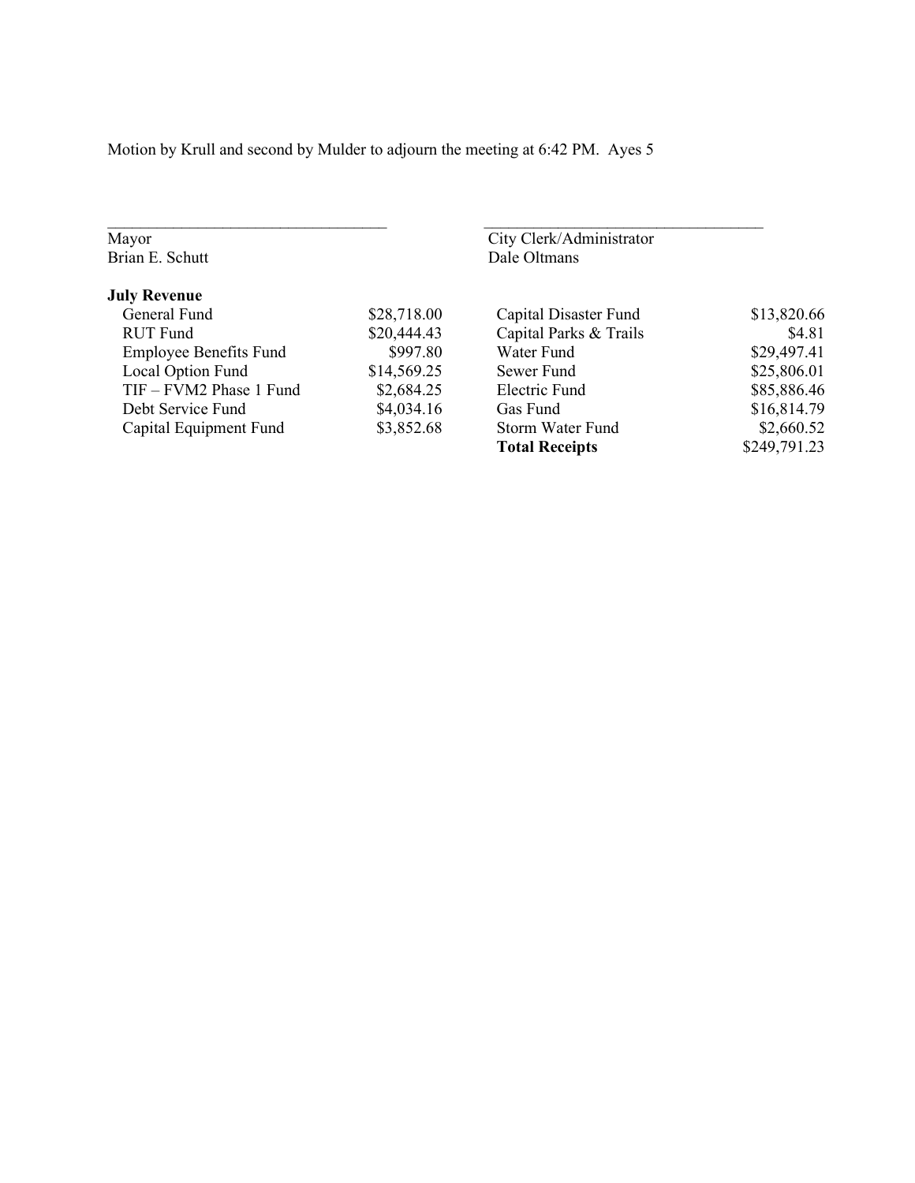Motion by Krull and second by Mulder to adjourn the meeting at 6:42 PM.  Ayes 5

\_\_\_\_\_\_\_\_\_\_\_\_\_\_\_\_\_\_\_\_\_\_\_\_\_\_\_\_\_\_\_\_\_\_\_\_
Mayor
Brian E. Schutt

\_\_\_\_\_\_\_\_\_\_\_\_\_\_\_\_\_\_\_\_\_\_\_\_\_\_\_\_\_\_\_\_\_\_\_\_
City Clerk/Administrator
Dale Oltmans

**July Revenue**

| | | | |
|---|---|---|---|
| General Fund | $28,718.00 | Capital Disaster Fund | $13,820.66 |
| RUT Fund | $20,444.43 | Capital Parks & Trails | $4.81 |
| Employee Benefits Fund | $997.80 | Water Fund | $29,497.41 |
| Local Option Fund | $14,569.25 | Sewer Fund | $25,806.01 |
| TIF – FVM2 Phase 1 Fund | $2,684.25 | Electric Fund | $85,886.46 |
| Debt Service Fund | $4,034.16 | Gas Fund | $16,814.79 |
| Capital Equipment Fund | $3,852.68 | Storm Water Fund | $2,660.52 |
| | | **Total Receipts** | $249,791.23 |